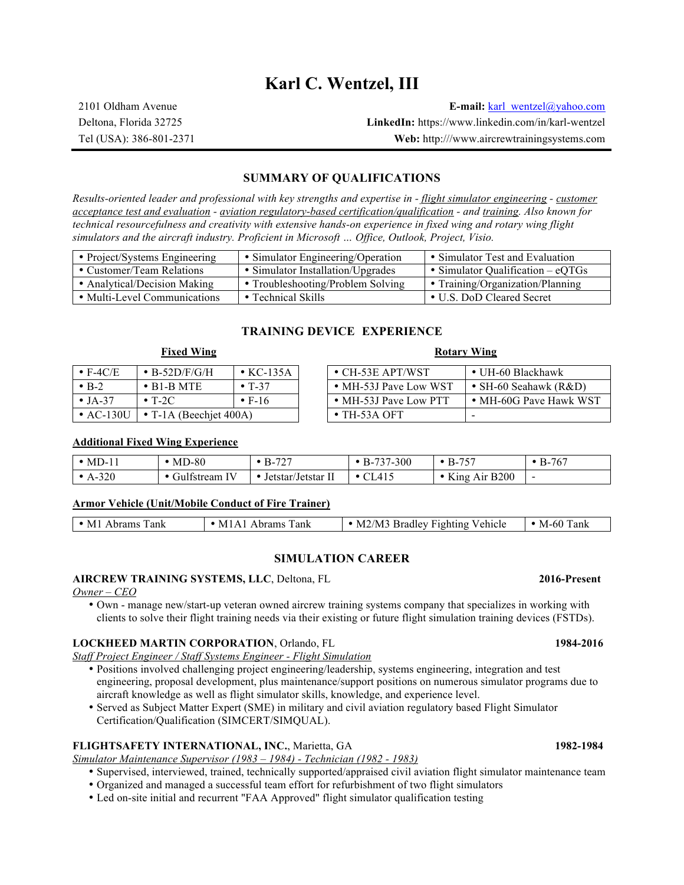# Karl C. Wentzel, III

2101 Oldham Avenue
Deltona, Florida 32725
Tel (USA): 386-801-2371

**E-mail:** karl_wentzel@yahoo.com
**LinkedIn:** https://www.linkedin.com/in/karl-wentzel
**Web:** http:///www.aircrewtrainingsystems.com

## SUMMARY OF QUALIFICATIONS

*Results-oriented leader and professional with key strengths and expertise in - flight simulator engineering - customer acceptance test and evaluation - aviation regulatory-based certification/qualification - and training. Also known for technical resourcefulness and creativity with extensive hands-on experience in fixed wing and rotary wing flight simulators and the aircraft industry. Proficient in Microsoft … Office, Outlook, Project, Visio.*

| | | |
|---|---|---|
| • Project/Systems Engineering | • Simulator Engineering/Operation | • Simulator Test and Evaluation |
| • Customer/Team Relations | • Simulator Installation/Upgrades | • Simulator Qualification – eQTGs |
| • Analytical/Decision Making | • Troubleshooting/Problem Solving | • Training/Organization/Planning |
| • Multi-Level Communications | • Technical Skills | • U.S. DoD Cleared Secret |

## TRAINING DEVICE EXPERIENCE

**Fixed Wing**

| | | |
|---|---|---|
| • F-4C/E | • B-52D/F/G/H | • KC-135A |
| • B-2 | • B1-B MTE | • T-37 |
| • JA-37 | • T-2C | • F-16 |
| • AC-130U | • T-1A (Beechjet 400A) | |

**Rotary Wing**

| | |
|---|---|
| • CH-53E APT/WST | • UH-60 Blackhawk |
| • MH-53J Pave Low WST | • SH-60 Seahawk (R&D) |
| • MH-53J Pave Low PTT | • MH-60G Pave Hawk WST |
| • TH-53A OFT | - |

**Additional Fixed Wing Experience**

| | | | | | |
|---|---|---|---|---|---|
| • MD-11 | • MD-80 | • B-727 | • B-737-300 | • B-757 | • B-767 |
| • A-320 | • Gulfstream IV | • Jetstar/Jetstar II | • CL415 | • King Air B200 | - |

**Armor Vehicle (Unit/Mobile Conduct of Fire Trainer)**

| | | | |
|---|---|---|---|
| • M1 Abrams Tank | • M1A1 Abrams Tank | • M2/M3 Bradley Fighting Vehicle | • M-60 Tank |

## SIMULATION CAREER

**AIRCREW TRAINING SYSTEMS, LLC**, Deltona, FL **2016-Present**
*Owner – CEO*

- Own - manage new/start-up veteran owned aircrew training systems company that specializes in working with clients to solve their flight training needs via their existing or future flight simulation training devices (FSTDs).

**LOCKHEED MARTIN CORPORATION**, Orlando, FL **1984-2016**
*Staff Project Engineer / Staff Systems Engineer - Flight Simulation*

- Positions involved challenging project engineering/leadership, systems engineering, integration and test engineering, proposal development, plus maintenance/support positions on numerous simulator programs due to aircraft knowledge as well as flight simulator skills, knowledge, and experience level.
- Served as Subject Matter Expert (SME) in military and civil aviation regulatory based Flight Simulator Certification/Qualification (SIMCERT/SIMQUAL).

**FLIGHTSAFETY INTERNATIONAL, INC.**, Marietta, GA **1982-1984**
*Simulator Maintenance Supervisor (1983 – 1984) - Technician (1982 - 1983)*

- Supervised, interviewed, trained, technically supported/appraised civil aviation flight simulator maintenance team
- Organized and managed a successful team effort for refurbishment of two flight simulators
- Led on-site initial and recurrent "FAA Approved" flight simulator qualification testing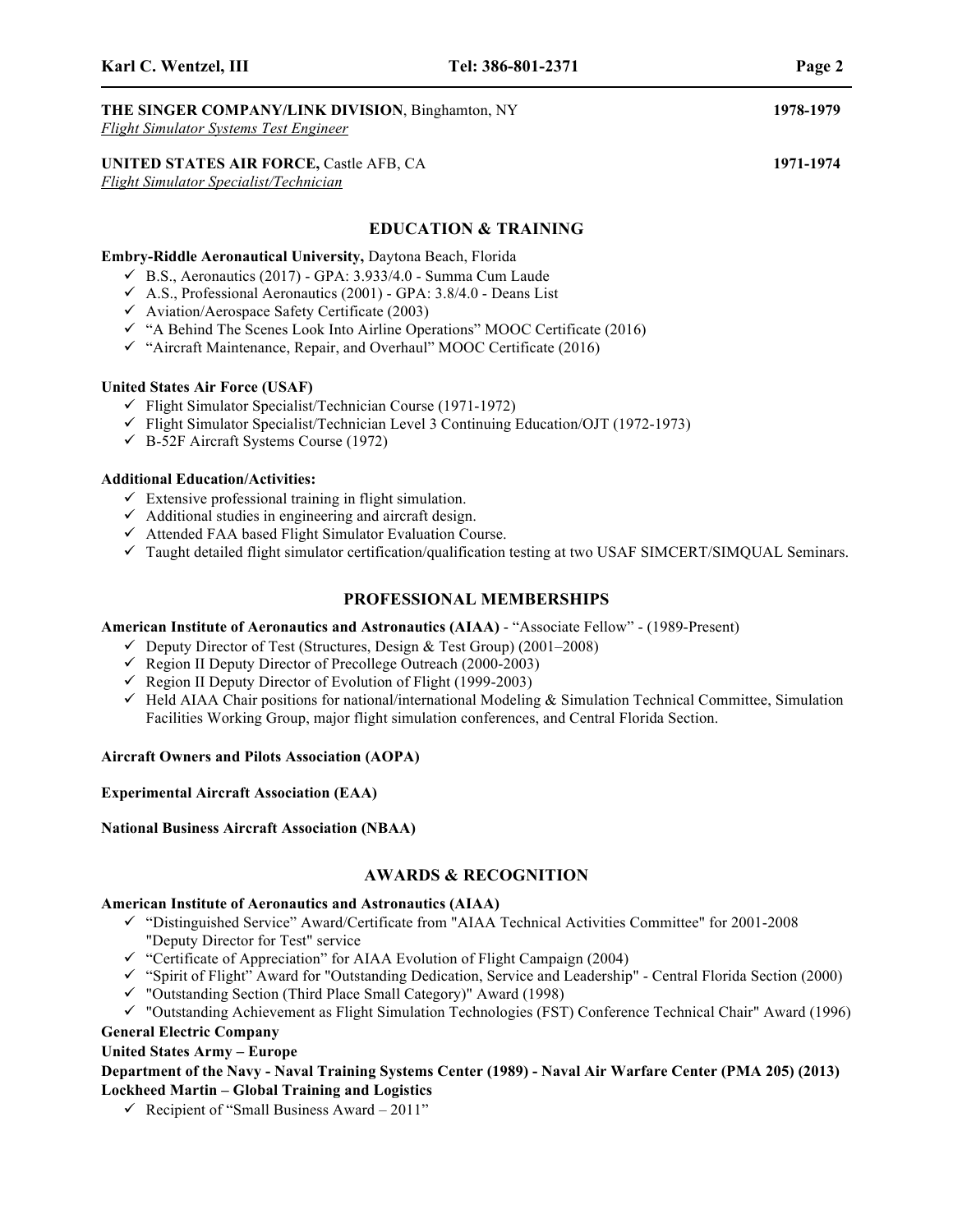**THE SINGER COMPANY/LINK DIVISION**, Binghamton, NY **1978-1979**
*Flight Simulator Systems Test Engineer*

**UNITED STATES AIR FORCE,** Castle AFB, CA **1971-1974**
*Flight Simulator Specialist/Technician*

## EDUCATION & TRAINING

**Embry-Riddle Aeronautical University,** Daytona Beach, Florida

- ✓ B.S., Aeronautics (2017) - GPA: 3.933/4.0 - Summa Cum Laude
- ✓ A.S., Professional Aeronautics (2001) - GPA: 3.8/4.0 - Deans List
- ✓ Aviation/Aerospace Safety Certificate (2003)
- ✓ "A Behind The Scenes Look Into Airline Operations" MOOC Certificate (2016)
- ✓ "Aircraft Maintenance, Repair, and Overhaul" MOOC Certificate (2016)

**United States Air Force (USAF)**

- ✓ Flight Simulator Specialist/Technician Course (1971-1972)
- ✓ Flight Simulator Specialist/Technician Level 3 Continuing Education/OJT (1972-1973)
- ✓ B-52F Aircraft Systems Course (1972)

**Additional Education/Activities:**

- ✓ Extensive professional training in flight simulation.
- ✓ Additional studies in engineering and aircraft design.
- ✓ Attended FAA based Flight Simulator Evaluation Course.
- ✓ Taught detailed flight simulator certification/qualification testing at two USAF SIMCERT/SIMQUAL Seminars.

## PROFESSIONAL MEMBERSHIPS

**American Institute of Aeronautics and Astronautics (AIAA)** - "Associate Fellow" - (1989-Present)

- ✓ Deputy Director of Test (Structures, Design & Test Group) (2001–2008)
- ✓ Region II Deputy Director of Precollege Outreach (2000-2003)
- ✓ Region II Deputy Director of Evolution of Flight (1999-2003)
- ✓ Held AIAA Chair positions for national/international Modeling & Simulation Technical Committee, Simulation Facilities Working Group, major flight simulation conferences, and Central Florida Section.

**Aircraft Owners and Pilots Association (AOPA)**

**Experimental Aircraft Association (EAA)**

**National Business Aircraft Association (NBAA)**

## AWARDS & RECOGNITION

**American Institute of Aeronautics and Astronautics (AIAA)**

- ✓ "Distinguished Service" Award/Certificate from "AIAA Technical Activities Committee" for 2001-2008 "Deputy Director for Test" service
- ✓ "Certificate of Appreciation" for AIAA Evolution of Flight Campaign (2004)
- ✓ "Spirit of Flight" Award for "Outstanding Dedication, Service and Leadership" - Central Florida Section (2000)
- ✓ "Outstanding Section (Third Place Small Category)" Award (1998)
- ✓ "Outstanding Achievement as Flight Simulation Technologies (FST) Conference Technical Chair" Award (1996)

**General Electric Company**

**United States Army – Europe**

**Department of the Navy - Naval Training Systems Center (1989) - Naval Air Warfare Center (PMA 205) (2013)**

**Lockheed Martin – Global Training and Logistics**

- ✓ Recipient of "Small Business Award – 2011"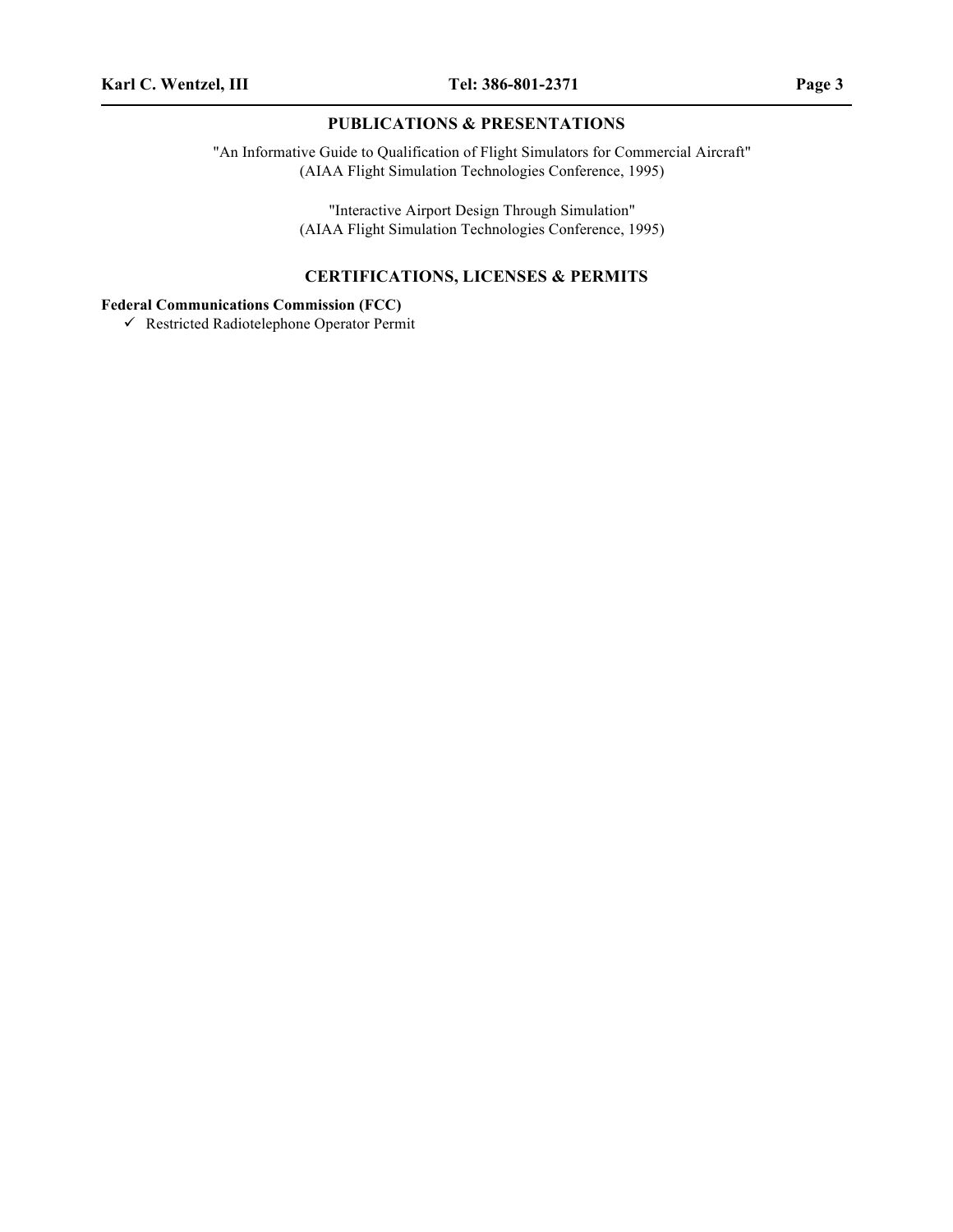## PUBLICATIONS & PRESENTATIONS

"An Informative Guide to Qualification of Flight Simulators for Commercial Aircraft"
(AIAA Flight Simulation Technologies Conference, 1995)

"Interactive Airport Design Through Simulation"
(AIAA Flight Simulation Technologies Conference, 1995)

## CERTIFICATIONS, LICENSES & PERMITS

**Federal Communications Commission (FCC)**

- ✓ Restricted Radiotelephone Operator Permit